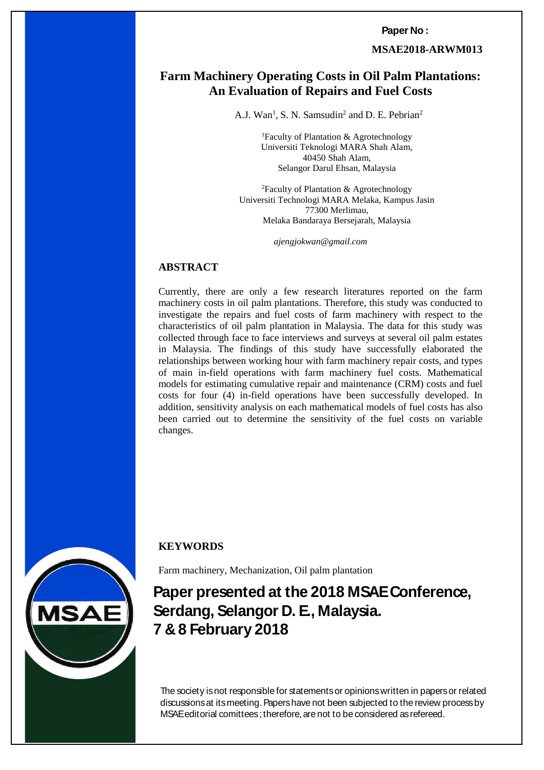**Paper No :**

**MSAE2018-ARWM013**

# Farm Machinery Operating Costs in Oil Palm Plantations: An Evaluation of Repairs and Fuel Costs

A.J. Wan[1], S. N. Samsudin[2] and D. E. Pebrian[2]

[1]Faculty of Plantation & Agrotechnology
Universiti Teknologi MARA Shah Alam,
40450 Shah Alam,
Selangor Darul Ehsan, Malaysia

[2]Faculty of Plantation & Agrotechnology
Universiti Technologi MARA Melaka, Kampus Jasin
77300 Merlimau,
Melaka Bandaraya Bersejarah, Malaysia

*ajengjokwan@gmail.com*

## ABSTRACT

Currently, there are only a few research literatures reported on the farm machinery costs in oil palm plantations. Therefore, this study was conducted to investigate the repairs and fuel costs of farm machinery with respect to the characteristics of oil palm plantation in Malaysia. The data for this study was collected through face to face interviews and surveys at several oil palm estates in Malaysia. The findings of this study have successfully elaborated the relationships between working hour with farm machinery repair costs, and types of main in-field operations with farm machinery fuel costs. Mathematical models for estimating cumulative repair and maintenance (CRM) costs and fuel costs for four (4) in-field operations have been successfully developed. In addition, sensitivity analysis on each mathematical models of fuel costs has also been carried out to determine the sensitivity of the fuel costs on variable changes.

## KEYWORDS

Farm machinery, Mechanization, Oil palm plantation

**Paper presented at the 2018 MSAE Conference, Serdang, Selangor D. E., Malaysia. 7 & 8 February 2018**

The society is not responsible for statements or opinions written in papers or related discussions at its meeting. Papers have not been subjected to the review process by MSAE editorial comittees ; therefore, are not to be considered as refereed.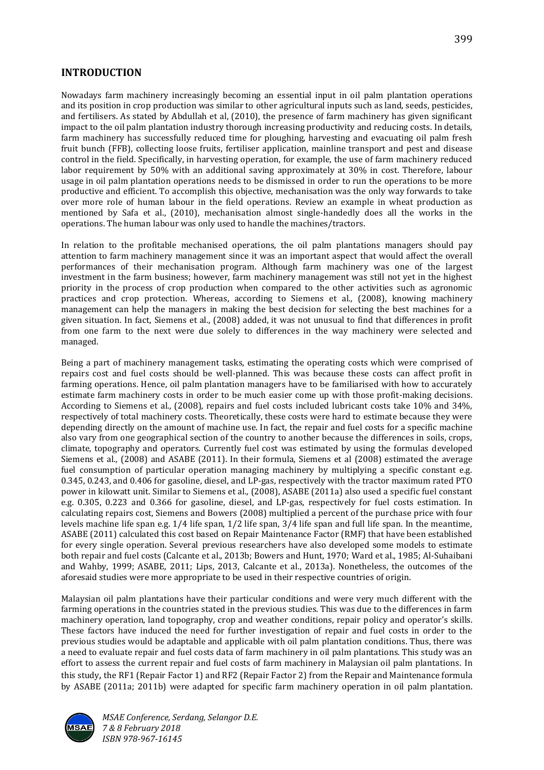## INTRODUCTION

Nowadays farm machinery increasingly becoming an essential input in oil palm plantation operations and its position in crop production was similar to other agricultural inputs such as land, seeds, pesticides, and fertilisers. As stated by Abdullah et al, (2010), the presence of farm machinery has given significant impact to the oil palm plantation industry thorough increasing productivity and reducing costs. In details, farm machinery has successfully reduced time for ploughing, harvesting and evacuating oil palm fresh fruit bunch (FFB), collecting loose fruits, fertiliser application, mainline transport and pest and disease control in the field. Specifically, in harvesting operation, for example, the use of farm machinery reduced labor requirement by 50% with an additional saving approximately at 30% in cost. Therefore, labour usage in oil palm plantation operations needs to be dismissed in order to run the operations to be more productive and efficient. To accomplish this objective, mechanisation was the only way forwards to take over more role of human labour in the field operations. Review an example in wheat production as mentioned by Safa et al., (2010), mechanisation almost single-handedly does all the works in the operations. The human labour was only used to handle the machines/tractors.

In relation to the profitable mechanised operations, the oil palm plantations managers should pay attention to farm machinery management since it was an important aspect that would affect the overall performances of their mechanisation program. Although farm machinery was one of the largest investment in the farm business; however, farm machinery management was still not yet in the highest priority in the process of crop production when compared to the other activities such as agronomic practices and crop protection. Whereas, according to Siemens et al., (2008), knowing machinery management can help the managers in making the best decision for selecting the best machines for a given situation. In fact, Siemens et al., (2008) added, it was not unusual to find that differences in profit from one farm to the next were due solely to differences in the way machinery were selected and managed.

Being a part of machinery management tasks, estimating the operating costs which were comprised of repairs cost and fuel costs should be well-planned. This was because these costs can affect profit in farming operations. Hence, oil palm plantation managers have to be familiarised with how to accurately estimate farm machinery costs in order to be much easier come up with those profit-making decisions. According to Siemens et al*.,* (2008), repairs and fuel costs included lubricant costs take 10% and 34%, respectively of total machinery costs. Theoretically, these costs were hard to estimate because they were depending directly on the amount of machine use. In fact, the repair and fuel costs for a specific machine also vary from one geographical section of the country to another because the differences in soils, crops, climate, topography and operators. Currently fuel cost was estimated by using the formulas developed Siemens et al*.,* (2008) and ASABE (2011). In their formula, Siemens et al (2008) estimated the average fuel consumption of particular operation managing machinery by multiplying a specific constant e.g. 0.345, 0.243, and 0.406 for gasoline, diesel, and LP-gas, respectively with the tractor maximum rated PTO power in kilowatt unit. Similar to Siemens et al*.,* (2008), ASABE (2011a) also used a specific fuel constant e.g. 0.305, 0.223 and 0.366 for gasoline, diesel, and LP-gas, respectively for fuel costs estimation. In calculating repairs cost, Siemens and Bowers (2008) multiplied a percent of the purchase price with four levels machine life span e.g. 1/4 life span, 1/2 life span, 3/4 life span and full life span. In the meantime, ASABE (2011) calculated this cost based on Repair Maintenance Factor (RMF) that have been established for every single operation. Several previous researchers have also developed some models to estimate both repair and fuel costs (Calcante et al., 2013b; Bowers and Hunt, 1970; Ward et al., 1985; Al-Suhaibani and Wahby, 1999; ASABE, 2011; Lips, 2013, Calcante et al., 2013a). Nonetheless, the outcomes of the aforesaid studies were more appropriate to be used in their respective countries of origin.

Malaysian oil palm plantations have their particular conditions and were very much different with the farming operations in the countries stated in the previous studies. This was due to the differences in farm machinery operation, land topography, crop and weather conditions, repair policy and operator's skills. These factors have induced the need for further investigation of repair and fuel costs in order to the previous studies would be adaptable and applicable with oil palm plantation conditions. Thus, there was a need to evaluate repair and fuel costs data of farm machinery in oil palm plantations. This study was an effort to assess the current repair and fuel costs of farm machinery in Malaysian oil palm plantations. In this study, the RF1 (Repair Factor 1) and RF2 (Repair Factor 2) from the Repair and Maintenance formula by ASABE (2011a; 2011b) were adapted for specific farm machinery operation in oil palm plantation.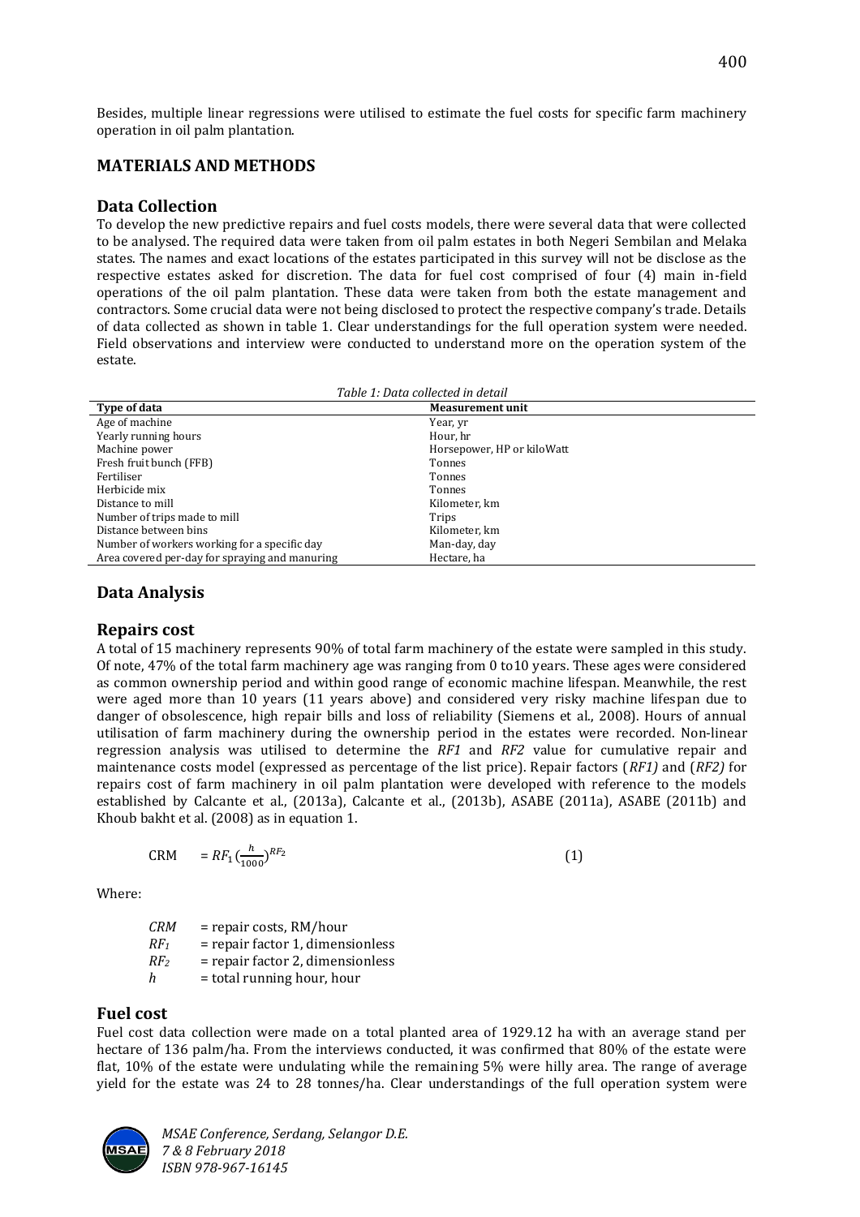Besides, multiple linear regressions were utilised to estimate the fuel costs for specific farm machinery operation in oil palm plantation.

## MATERIALS AND METHODS

### Data Collection

To develop the new predictive repairs and fuel costs models, there were several data that were collected to be analysed. The required data were taken from oil palm estates in both Negeri Sembilan and Melaka states. The names and exact locations of the estates participated in this survey will not be disclose as the respective estates asked for discretion. The data for fuel cost comprised of four (4) main in-field operations of the oil palm plantation. These data were taken from both the estate management and contractors. Some crucial data were not being disclosed to protect the respective company's trade. Details of data collected as shown in table 1. Clear understandings for the full operation system were needed. Field observations and interview were conducted to understand more on the operation system of the estate.

*Table 1: Data collected in detail*

| Type of data | Measurement unit |
|---|---|
| Age of machine | Year, yr |
| Yearly running hours | Hour, hr |
| Machine power | Horsepower, HP or kiloWatt |
| Fresh fruit bunch (FFB) | Tonnes |
| Fertiliser | Tonnes |
| Herbicide mix | Tonnes |
| Distance to mill | Kilometer, km |
| Number of trips made to mill | Trips |
| Distance between bins | Kilometer, km |
| Number of workers working for a specific day | Man-day, day |
| Area covered per-day for spraying and manuring | Hectare, ha |

## Data Analysis

### Repairs cost

A total of 15 machinery represents 90% of total farm machinery of the estate were sampled in this study. Of note, 47% of the total farm machinery age was ranging from 0 to10 years. These ages were considered as common ownership period and within good range of economic machine lifespan. Meanwhile, the rest were aged more than 10 years (11 years above) and considered very risky machine lifespan due to danger of obsolescence, high repair bills and loss of reliability (Siemens et al., 2008). Hours of annual utilisation of farm machinery during the ownership period in the estates were recorded. Non-linear regression analysis was utilised to determine the *RF1* and *RF2* value for cumulative repair and maintenance costs model (expressed as percentage of the list price). Repair factors (*RF1)* and (*RF2)* for repairs cost of farm machinery in oil palm plantation were developed with reference to the models established by Calcante et al., (2013a), Calcante et al., (2013b), ASABE (2011a), ASABE (2011b) and Khoub bakht et al. (2008) as in equation 1.

$$\text{CRM} = RF_1 \left(\frac{h}{1000}\right)^{RF_2} \tag{1}$$

Where:

$CRM$ = repair costs, RM/hour
$RF_1$ = repair factor 1, dimensionless
$RF_2$ = repair factor 2, dimensionless
$h$ = total running hour, hour

### Fuel cost

Fuel cost data collection were made on a total planted area of 1929.12 ha with an average stand per hectare of 136 palm/ha. From the interviews conducted, it was confirmed that 80% of the estate were flat, 10% of the estate were undulating while the remaining 5% were hilly area. The range of average yield for the estate was 24 to 28 tonnes/ha. Clear understandings of the full operation system were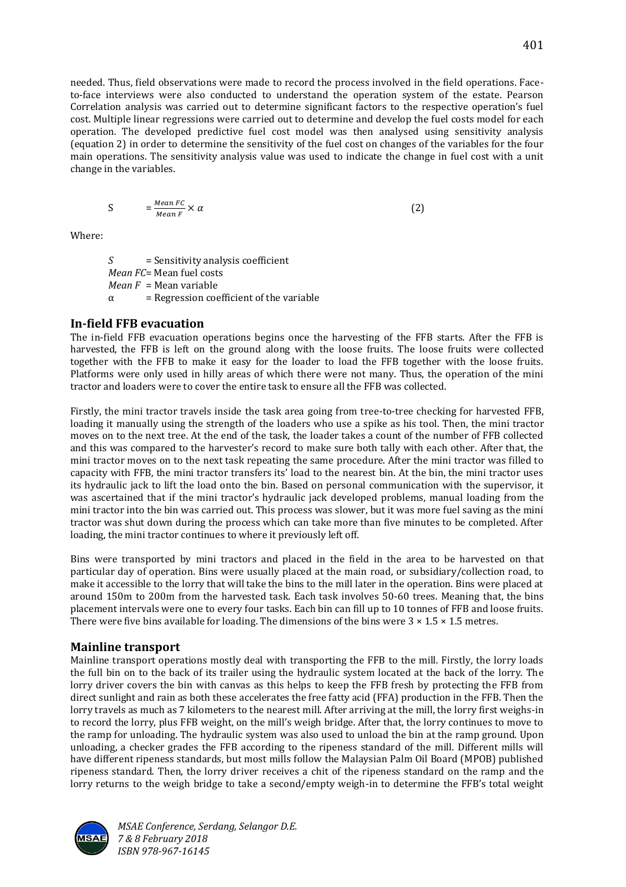needed. Thus, field observations were made to record the process involved in the field operations. Face-to-face interviews were also conducted to understand the operation system of the estate. Pearson Correlation analysis was carried out to determine significant factors to the respective operation's fuel cost. Multiple linear regressions were carried out to determine and develop the fuel costs model for each operation. The developed predictive fuel cost model was then analysed using sensitivity analysis (equation 2) in order to determine the sensitivity of the fuel cost on changes of the variables for the four main operations. The sensitivity analysis value was used to indicate the change in fuel cost with a unit change in the variables.

$$S = \frac{Mean\ FC}{Mean\ F} \times \alpha \tag{2}$$

Where:

$S$ = Sensitivity analysis coefficient
*Mean FC*= Mean fuel costs
*Mean F* = Mean variable
$\alpha$ = Regression coefficient of the variable

## In-field FFB evacuation

The in-field FFB evacuation operations begins once the harvesting of the FFB starts. After the FFB is harvested, the FFB is left on the ground along with the loose fruits. The loose fruits were collected together with the FFB to make it easy for the loader to load the FFB together with the loose fruits. Platforms were only used in hilly areas of which there were not many. Thus, the operation of the mini tractor and loaders were to cover the entire task to ensure all the FFB was collected.

Firstly, the mini tractor travels inside the task area going from tree-to-tree checking for harvested FFB, loading it manually using the strength of the loaders who use a spike as his tool. Then, the mini tractor moves on to the next tree. At the end of the task, the loader takes a count of the number of FFB collected and this was compared to the harvester's record to make sure both tally with each other. After that, the mini tractor moves on to the next task repeating the same procedure. After the mini tractor was filled to capacity with FFB, the mini tractor transfers its' load to the nearest bin. At the bin, the mini tractor uses its hydraulic jack to lift the load onto the bin. Based on personal communication with the supervisor, it was ascertained that if the mini tractor's hydraulic jack developed problems, manual loading from the mini tractor into the bin was carried out. This process was slower, but it was more fuel saving as the mini tractor was shut down during the process which can take more than five minutes to be completed. After loading, the mini tractor continues to where it previously left off.

Bins were transported by mini tractors and placed in the field in the area to be harvested on that particular day of operation. Bins were usually placed at the main road, or subsidiary/collection road, to make it accessible to the lorry that will take the bins to the mill later in the operation. Bins were placed at around 150m to 200m from the harvested task. Each task involves 50-60 trees. Meaning that, the bins placement intervals were one to every four tasks. Each bin can fill up to 10 tonnes of FFB and loose fruits. There were five bins available for loading. The dimensions of the bins were $3 \times 1.5 \times 1.5$ metres.

## Mainline transport

Mainline transport operations mostly deal with transporting the FFB to the mill. Firstly, the lorry loads the full bin on to the back of its trailer using the hydraulic system located at the back of the lorry. The lorry driver covers the bin with canvas as this helps to keep the FFB fresh by protecting the FFB from direct sunlight and rain as both these accelerates the free fatty acid (FFA) production in the FFB. Then the lorry travels as much as 7 kilometers to the nearest mill. After arriving at the mill, the lorry first weighs-in to record the lorry, plus FFB weight, on the mill's weigh bridge. After that, the lorry continues to move to the ramp for unloading. The hydraulic system was also used to unload the bin at the ramp ground. Upon unloading, a checker grades the FFB according to the ripeness standard of the mill. Different mills will have different ripeness standards, but most mills follow the Malaysian Palm Oil Board (MPOB) published ripeness standard. Then, the lorry driver receives a chit of the ripeness standard on the ramp and the lorry returns to the weigh bridge to take a second/empty weigh-in to determine the FFB's total weight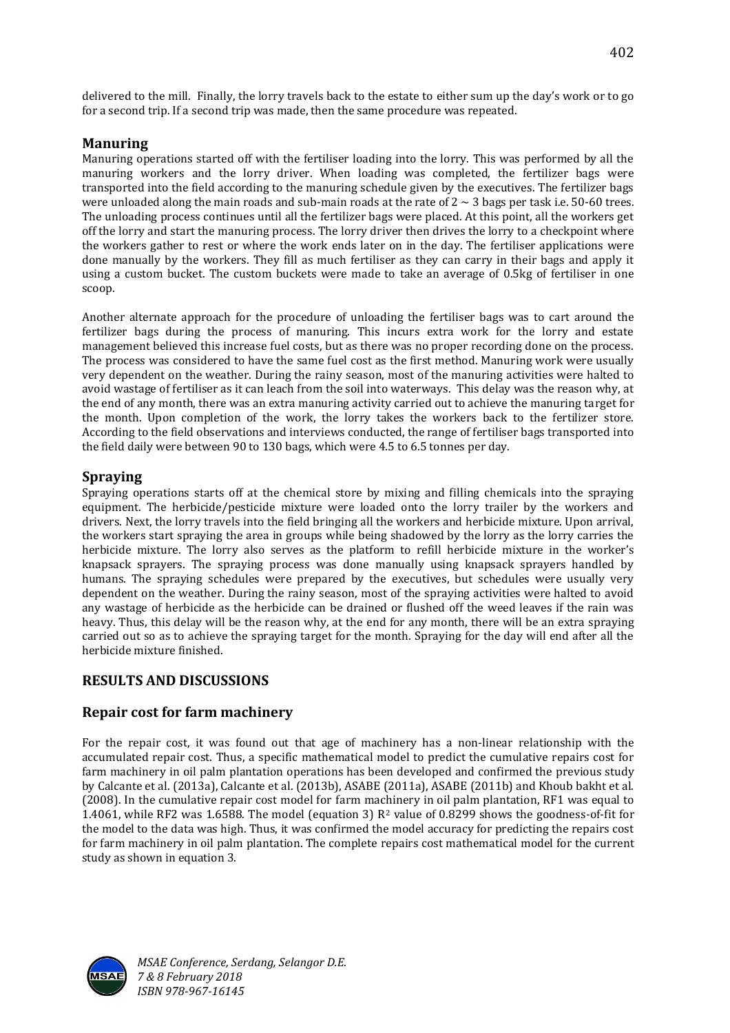delivered to the mill. Finally, the lorry travels back to the estate to either sum up the day's work or to go for a second trip. If a second trip was made, then the same procedure was repeated.

## Manuring

Manuring operations started off with the fertiliser loading into the lorry. This was performed by all the manuring workers and the lorry driver. When loading was completed, the fertilizer bags were transported into the field according to the manuring schedule given by the executives. The fertilizer bags were unloaded along the main roads and sub-main roads at the rate of 2 ~ 3 bags per task i.e. 50-60 trees. The unloading process continues until all the fertilizer bags were placed. At this point, all the workers get off the lorry and start the manuring process. The lorry driver then drives the lorry to a checkpoint where the workers gather to rest or where the work ends later on in the day. The fertiliser applications were done manually by the workers. They fill as much fertiliser as they can carry in their bags and apply it using a custom bucket. The custom buckets were made to take an average of 0.5kg of fertiliser in one scoop.

Another alternate approach for the procedure of unloading the fertiliser bags was to cart around the fertilizer bags during the process of manuring. This incurs extra work for the lorry and estate management believed this increase fuel costs, but as there was no proper recording done on the process. The process was considered to have the same fuel cost as the first method. Manuring work were usually very dependent on the weather. During the rainy season, most of the manuring activities were halted to avoid wastage of fertiliser as it can leach from the soil into waterways. This delay was the reason why, at the end of any month, there was an extra manuring activity carried out to achieve the manuring target for the month. Upon completion of the work, the lorry takes the workers back to the fertilizer store. According to the field observations and interviews conducted, the range of fertiliser bags transported into the field daily were between 90 to 130 bags, which were 4.5 to 6.5 tonnes per day.

## Spraying

Spraying operations starts off at the chemical store by mixing and filling chemicals into the spraying equipment. The herbicide/pesticide mixture were loaded onto the lorry trailer by the workers and drivers. Next, the lorry travels into the field bringing all the workers and herbicide mixture. Upon arrival, the workers start spraying the area in groups while being shadowed by the lorry as the lorry carries the herbicide mixture. The lorry also serves as the platform to refill herbicide mixture in the worker's knapsack sprayers. The spraying process was done manually using knapsack sprayers handled by humans. The spraying schedules were prepared by the executives, but schedules were usually very dependent on the weather. During the rainy season, most of the spraying activities were halted to avoid any wastage of herbicide as the herbicide can be drained or flushed off the weed leaves if the rain was heavy. Thus, this delay will be the reason why, at the end for any month, there will be an extra spraying carried out so as to achieve the spraying target for the month. Spraying for the day will end after all the herbicide mixture finished.

# RESULTS AND DISCUSSIONS

## Repair cost for farm machinery

For the repair cost, it was found out that age of machinery has a non-linear relationship with the accumulated repair cost. Thus, a specific mathematical model to predict the cumulative repairs cost for farm machinery in oil palm plantation operations has been developed and confirmed the previous study by Calcante et al. (2013a), Calcante et al. (2013b), ASABE (2011a), ASABE (2011b) and Khoub bakht et al. (2008). In the cumulative repair cost model for farm machinery in oil palm plantation, RF1 was equal to 1.4061, while RF2 was 1.6588. The model (equation 3) $R^2$ value of 0.8299 shows the goodness-of-fit for the model to the data was high. Thus, it was confirmed the model accuracy for predicting the repairs cost for farm machinery in oil palm plantation. The complete repairs cost mathematical model for the current study as shown in equation 3.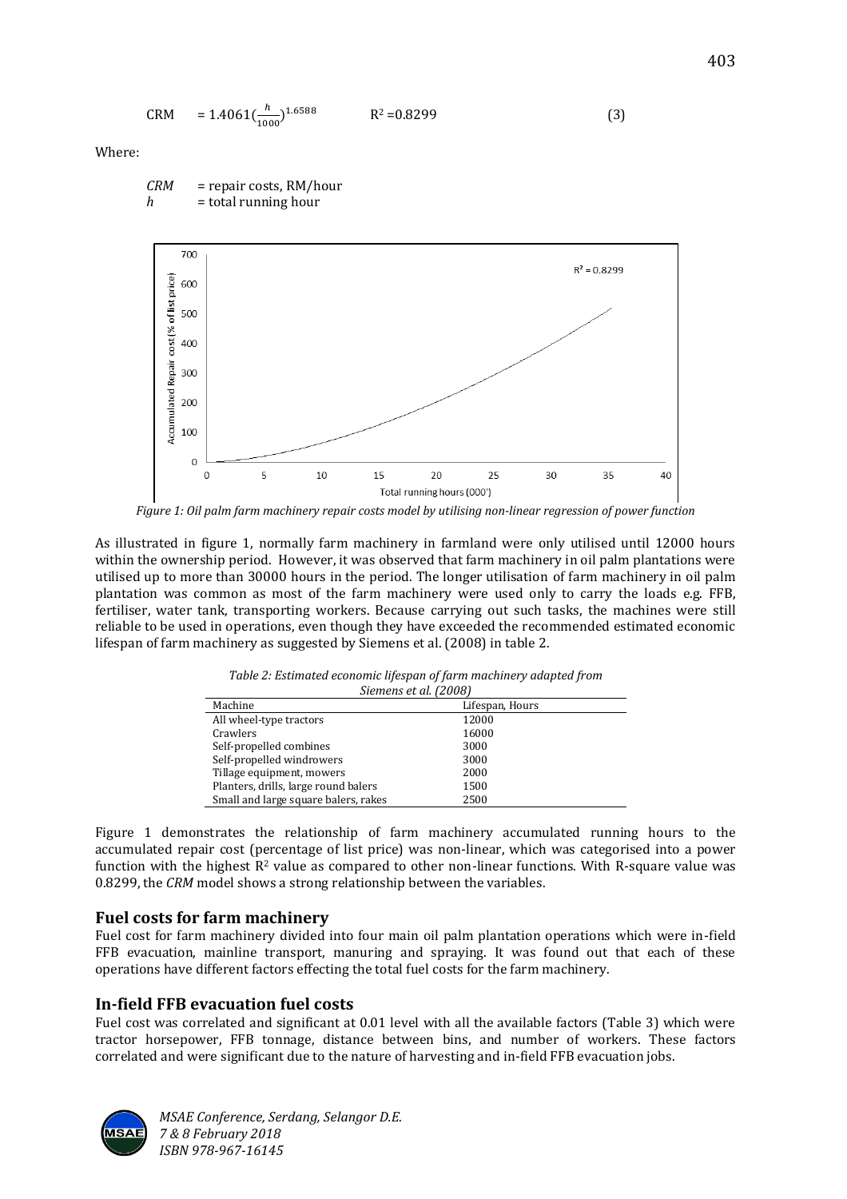$$\text{CRM} = 1.4061\left(\frac{h}{1000}\right)^{1.6588} \qquad R^2 = 0.8299 \qquad (3)$$

Where:

$CRM$ = repair costs, RM/hour
$h$ = total running hour

*Figure 1: Oil palm farm machinery repair costs model by utilising non-linear regression of power function*

As illustrated in figure 1, normally farm machinery in farmland were only utilised until 12000 hours within the ownership period. However, it was observed that farm machinery in oil palm plantations were utilised up to more than 30000 hours in the period. The longer utilisation of farm machinery in oil palm plantation was common as most of the farm machinery were used only to carry the loads e.g. FFB, fertiliser, water tank, transporting workers. Because carrying out such tasks, the machines were still reliable to be used in operations, even though they have exceeded the recommended estimated economic lifespan of farm machinery as suggested by Siemens et al. (2008) in table 2.

*Table 2: Estimated economic lifespan of farm machinery adapted from Siemens et al. (2008)*

| Machine | Lifespan, Hours |
|---|---|
| All wheel-type tractors | 12000 |
| Crawlers | 16000 |
| Self-propelled combines | 3000 |
| Self-propelled windrowers | 3000 |
| Tillage equipment, mowers | 2000 |
| Planters, drills, large round balers | 1500 |
| Small and large square balers, rakes | 2500 |

Figure 1 demonstrates the relationship of farm machinery accumulated running hours to the accumulated repair cost (percentage of list price) was non-linear, which was categorised into a power function with the highest $R^2$ value as compared to other non-linear functions. With R-square value was 0.8299, the *CRM* model shows a strong relationship between the variables.

## Fuel costs for farm machinery

Fuel cost for farm machinery divided into four main oil palm plantation operations which were in-field FFB evacuation, mainline transport, manuring and spraying. It was found out that each of these operations have different factors effecting the total fuel costs for the farm machinery.

## In-field FFB evacuation fuel costs

Fuel cost was correlated and significant at 0.01 level with all the available factors (Table 3) which were tractor horsepower, FFB tonnage, distance between bins, and number of workers. These factors correlated and were significant due to the nature of harvesting and in-field FFB evacuation jobs.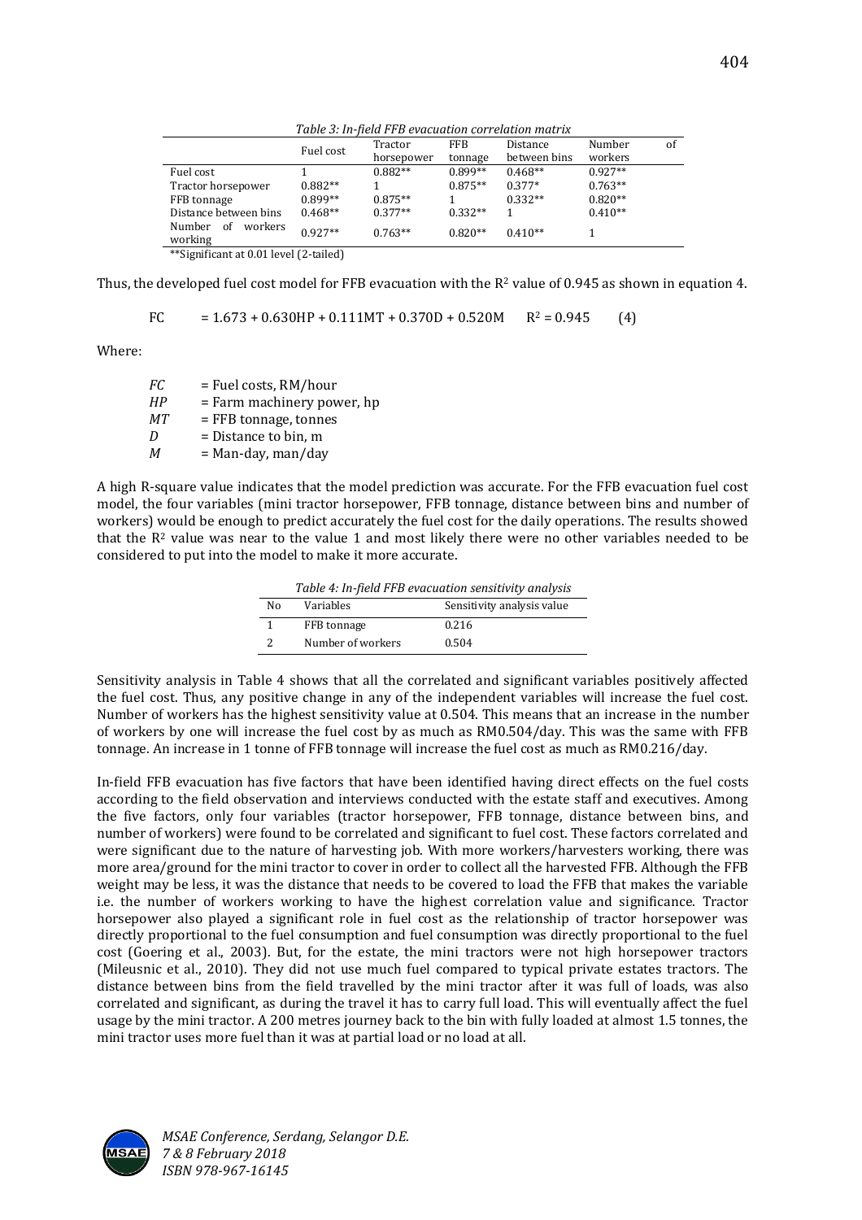*Table 3: In-field FFB evacuation correlation matrix*

| | Fuel cost | Tractor horsepower | FFB tonnage | Distance between bins | Number of workers |
|---|---|---|---|---|---|
| Fuel cost | 1 | 0.882** | 0.899** | 0.468** | 0.927** |
| Tractor horsepower | 0.882** | 1 | 0.875** | 0.377* | 0.763** |
| FFB tonnage | 0.899** | 0.875** | 1 | 0.332** | 0.820** |
| Distance between bins | 0.468** | 0.377** | 0.332** | 1 | 0.410** |
| Number of workers working | 0.927** | 0.763** | 0.820** | 0.410** | 1 |

**Significant at 0.01 level (2-tailed)

Thus, the developed fuel cost model for FFB evacuation with the $R^2$ value of 0.945 as shown in equation 4.

$$FC = 1.673 + 0.630HP + 0.111MT + 0.370D + 0.520M \qquad R^2 = 0.945 \qquad (4)$$

Where:

$FC$ = Fuel costs, RM/hour
$HP$ = Farm machinery power, hp
$MT$ = FFB tonnage, tonnes
$D$ = Distance to bin, m
$M$ = Man-day, man/day

A high R-square value indicates that the model prediction was accurate. For the FFB evacuation fuel cost model, the four variables (mini tractor horsepower, FFB tonnage, distance between bins and number of workers) would be enough to predict accurately the fuel cost for the daily operations. The results showed that the $R^2$ value was near to the value 1 and most likely there were no other variables needed to be considered to put into the model to make it more accurate.

*Table 4: In-field FFB evacuation sensitivity analysis*

| No | Variables | Sensitivity analysis value |
|---|---|---|
| 1 | FFB tonnage | 0.216 |
| 2 | Number of workers | 0.504 |

Sensitivity analysis in Table 4 shows that all the correlated and significant variables positively affected the fuel cost. Thus, any positive change in any of the independent variables will increase the fuel cost. Number of workers has the highest sensitivity value at 0.504. This means that an increase in the number of workers by one will increase the fuel cost by as much as RM0.504/day. This was the same with FFB tonnage. An increase in 1 tonne of FFB tonnage will increase the fuel cost as much as RM0.216/day.

In-field FFB evacuation has five factors that have been identified having direct effects on the fuel costs according to the field observation and interviews conducted with the estate staff and executives. Among the five factors, only four variables (tractor horsepower, FFB tonnage, distance between bins, and number of workers) were found to be correlated and significant to fuel cost. These factors correlated and were significant due to the nature of harvesting job. With more workers/harvesters working, there was more area/ground for the mini tractor to cover in order to collect all the harvested FFB. Although the FFB weight may be less, it was the distance that needs to be covered to load the FFB that makes the variable i.e. the number of workers working to have the highest correlation value and significance. Tractor horsepower also played a significant role in fuel cost as the relationship of tractor horsepower was directly proportional to the fuel consumption and fuel consumption was directly proportional to the fuel cost (Goering et al., 2003). But, for the estate, the mini tractors were not high horsepower tractors (Mileusnic et al., 2010). They did not use much fuel compared to typical private estates tractors. The distance between bins from the field travelled by the mini tractor after it was full of loads, was also correlated and significant, as during the travel it has to carry full load. This will eventually affect the fuel usage by the mini tractor. A 200 metres journey back to the bin with fully loaded at almost 1.5 tonnes, the mini tractor uses more fuel than it was at partial load or no load at all.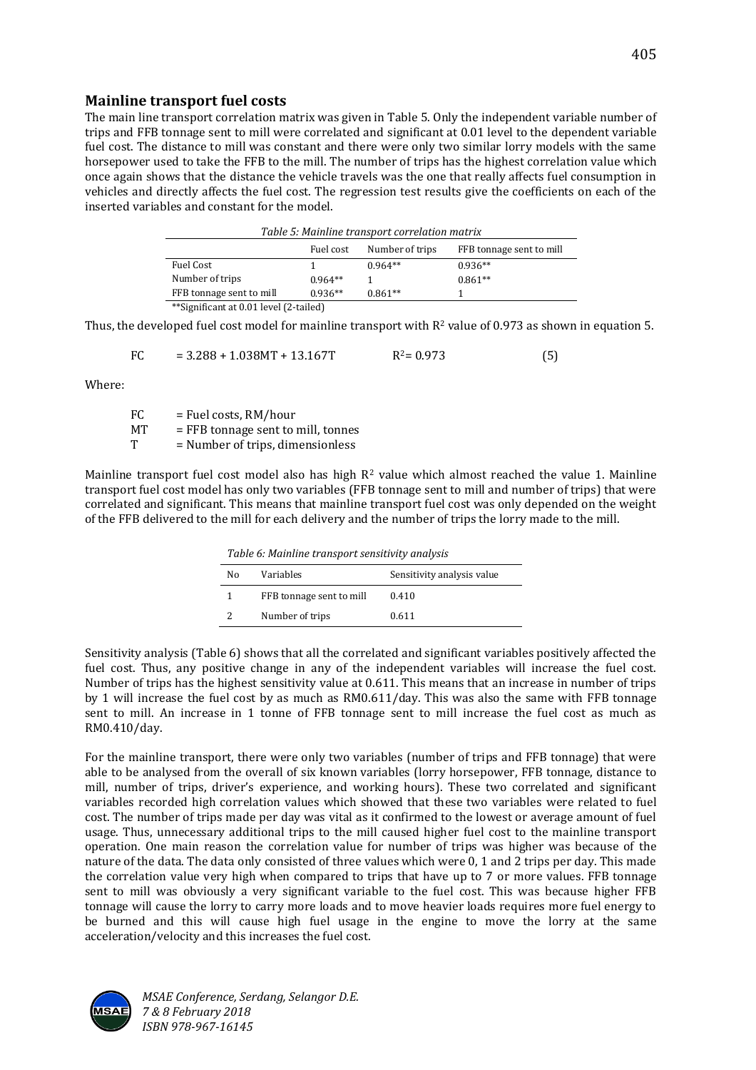## Mainline transport fuel costs

The main line transport correlation matrix was given in Table 5. Only the independent variable number of trips and FFB tonnage sent to mill were correlated and significant at 0.01 level to the dependent variable fuel cost. The distance to mill was constant and there were only two similar lorry models with the same horsepower used to take the FFB to the mill. The number of trips has the highest correlation value which once again shows that the distance the vehicle travels was the one that really affects fuel consumption in vehicles and directly affects the fuel cost. The regression test results give the coefficients on each of the inserted variables and constant for the model.

*Table 5: Mainline transport correlation matrix*

| | Fuel cost | Number of trips | FFB tonnage sent to mill |
|---|---|---|---|
| Fuel Cost | 1 | 0.964** | 0.936** |
| Number of trips | 0.964** | 1 | 0.861** |
| FFB tonnage sent to mill | 0.936** | 0.861** | 1 |

**Significant at 0.01 level (2-tailed)

Thus, the developed fuel cost model for mainline transport with $R^2$ value of 0.973 as shown in equation 5.

$$FC = 3.288 + 1.038MT + 13.167T \qquad R^2 = 0.973 \qquad (5)$$

Where:

FC = Fuel costs, RM/hour
MT = FFB tonnage sent to mill, tonnes
T = Number of trips, dimensionless

Mainline transport fuel cost model also has high $R^2$ value which almost reached the value 1. Mainline transport fuel cost model has only two variables (FFB tonnage sent to mill and number of trips) that were correlated and significant. This means that mainline transport fuel cost was only depended on the weight of the FFB delivered to the mill for each delivery and the number of trips the lorry made to the mill.

*Table 6: Mainline transport sensitivity analysis*

| No | Variables | Sensitivity analysis value |
|---|---|---|
| 1 | FFB tonnage sent to mill | 0.410 |
| 2 | Number of trips | 0.611 |

Sensitivity analysis (Table 6) shows that all the correlated and significant variables positively affected the fuel cost. Thus, any positive change in any of the independent variables will increase the fuel cost. Number of trips has the highest sensitivity value at 0.611. This means that an increase in number of trips by 1 will increase the fuel cost by as much as RM0.611/day. This was also the same with FFB tonnage sent to mill. An increase in 1 tonne of FFB tonnage sent to mill increase the fuel cost as much as RM0.410/day.

For the mainline transport, there were only two variables (number of trips and FFB tonnage) that were able to be analysed from the overall of six known variables (lorry horsepower, FFB tonnage, distance to mill, number of trips, driver's experience, and working hours). These two correlated and significant variables recorded high correlation values which showed that these two variables were related to fuel cost. The number of trips made per day was vital as it confirmed to the lowest or average amount of fuel usage. Thus, unnecessary additional trips to the mill caused higher fuel cost to the mainline transport operation. One main reason the correlation value for number of trips was higher was because of the nature of the data. The data only consisted of three values which were 0, 1 and 2 trips per day. This made the correlation value very high when compared to trips that have up to 7 or more values. FFB tonnage sent to mill was obviously a very significant variable to the fuel cost. This was because higher FFB tonnage will cause the lorry to carry more loads and to move heavier loads requires more fuel energy to be burned and this will cause high fuel usage in the engine to move the lorry at the same acceleration/velocity and this increases the fuel cost.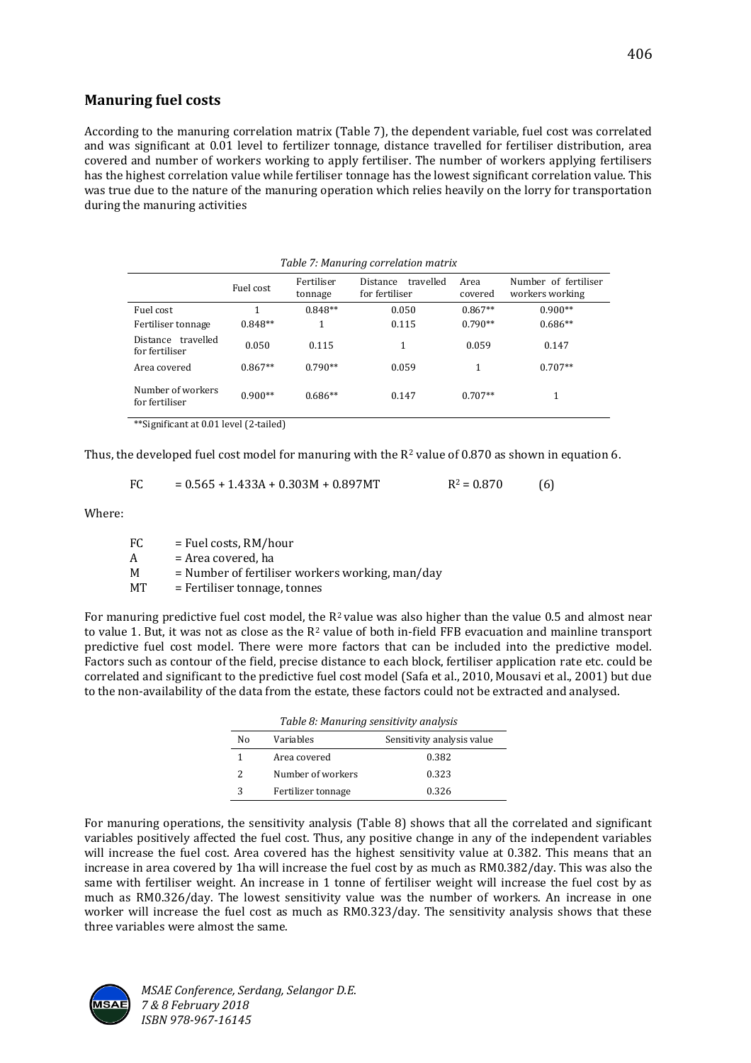## Manuring fuel costs

According to the manuring correlation matrix (Table 7), the dependent variable, fuel cost was correlated and was significant at 0.01 level to fertilizer tonnage, distance travelled for fertiliser distribution, area covered and number of workers working to apply fertiliser. The number of workers applying fertilisers has the highest correlation value while fertiliser tonnage has the lowest significant correlation value. This was true due to the nature of the manuring operation which relies heavily on the lorry for transportation during the manuring activities

*Table 7: Manuring correlation matrix*

| | Fuel cost | Fertiliser tonnage | Distance travelled for fertiliser | Area covered | Number of fertiliser workers working |
|---|---|---|---|---|---|
| Fuel cost | 1 | 0.848** | 0.050 | 0.867** | 0.900** |
| Fertiliser tonnage | 0.848** | 1 | 0.115 | 0.790** | 0.686** |
| Distance travelled for fertiliser | 0.050 | 0.115 | 1 | 0.059 | 0.147 |
| Area covered | 0.867** | 0.790** | 0.059 | 1 | 0.707** |
| Number of workers for fertiliser | 0.900** | 0.686** | 0.147 | 0.707** | 1 |

**Significant at 0.01 level (2-tailed)

Thus, the developed fuel cost model for manuring with the $R^2$ value of 0.870 as shown in equation 6.

$$FC = 0.565 + 1.433A + 0.303M + 0.897MT \qquad R^2 = 0.870 \qquad (6)$$

Where:

FC = Fuel costs, RM/hour  
A = Area covered, ha  
M = Number of fertiliser workers working, man/day  
MT = Fertiliser tonnage, tonnes

For manuring predictive fuel cost model, the $R^2$ value was also higher than the value 0.5 and almost near to value 1. But, it was not as close as the $R^2$ value of both in-field FFB evacuation and mainline transport predictive fuel cost model. There were more factors that can be included into the predictive model. Factors such as contour of the field, precise distance to each block, fertiliser application rate etc. could be correlated and significant to the predictive fuel cost model (Safa et al., 2010, Mousavi et al., 2001) but due to the non-availability of the data from the estate, these factors could not be extracted and analysed.

*Table 8: Manuring sensitivity analysis*

| No | Variables | Sensitivity analysis value |
|---|---|---|
| 1 | Area covered | 0.382 |
| 2 | Number of workers | 0.323 |
| 3 | Fertilizer tonnage | 0.326 |

For manuring operations, the sensitivity analysis (Table 8) shows that all the correlated and significant variables positively affected the fuel cost. Thus, any positive change in any of the independent variables will increase the fuel cost. Area covered has the highest sensitivity value at 0.382. This means that an increase in area covered by 1ha will increase the fuel cost by as much as RM0.382/day. This was also the same with fertiliser weight. An increase in 1 tonne of fertiliser weight will increase the fuel cost by as much as RM0.326/day. The lowest sensitivity value was the number of workers. An increase in one worker will increase the fuel cost as much as RM0.323/day. The sensitivity analysis shows that these three variables were almost the same.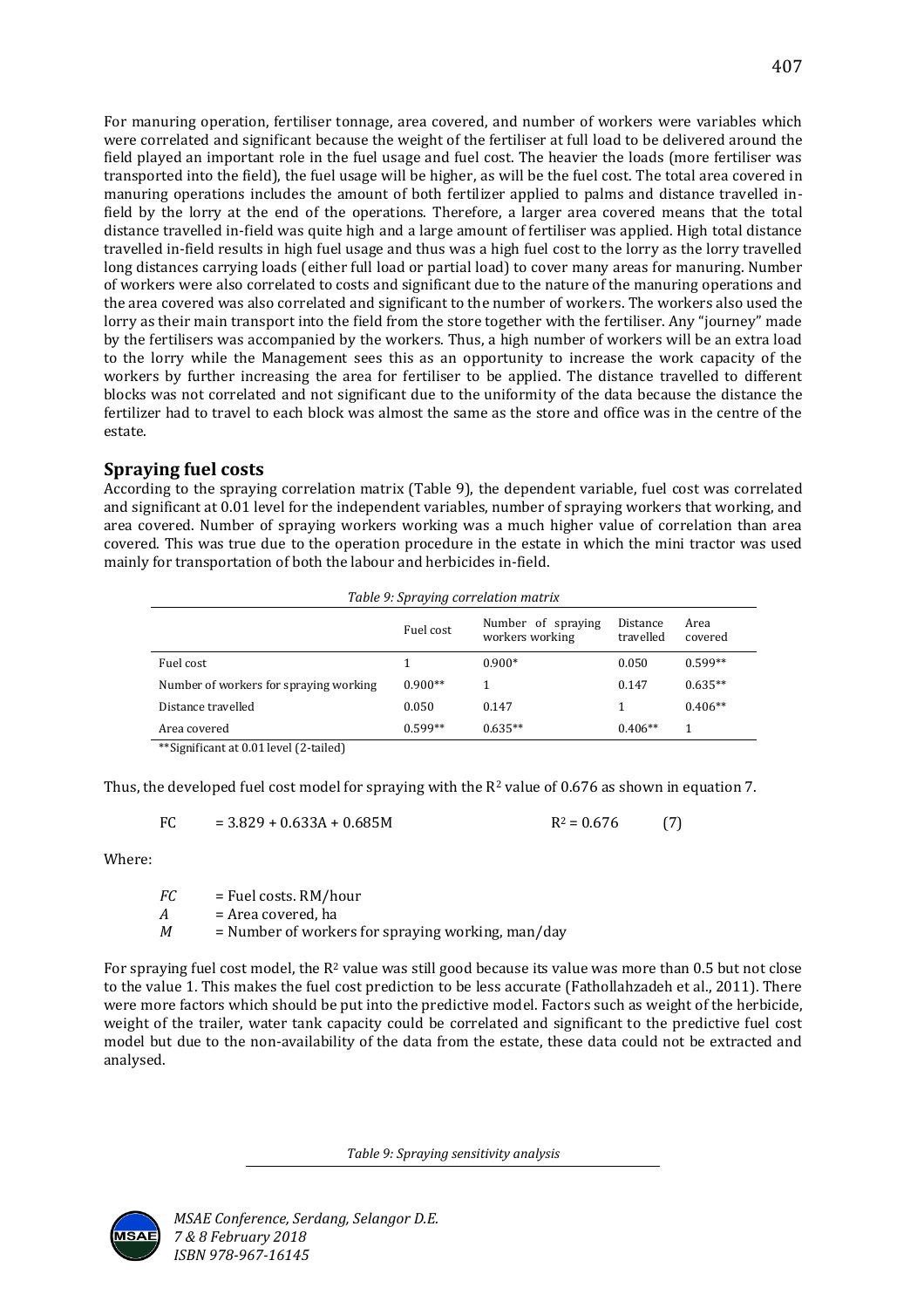For manuring operation, fertiliser tonnage, area covered, and number of workers were variables which were correlated and significant because the weight of the fertiliser at full load to be delivered around the field played an important role in the fuel usage and fuel cost. The heavier the loads (more fertiliser was transported into the field), the fuel usage will be higher, as will be the fuel cost. The total area covered in manuring operations includes the amount of both fertilizer applied to palms and distance travelled in-field by the lorry at the end of the operations. Therefore, a larger area covered means that the total distance travelled in-field was quite high and a large amount of fertiliser was applied. High total distance travelled in-field results in high fuel usage and thus was a high fuel cost to the lorry as the lorry travelled long distances carrying loads (either full load or partial load) to cover many areas for manuring. Number of workers were also correlated to costs and significant due to the nature of the manuring operations and the area covered was also correlated and significant to the number of workers. The workers also used the lorry as their main transport into the field from the store together with the fertiliser. Any "journey" made by the fertilisers was accompanied by the workers. Thus, a high number of workers will be an extra load to the lorry while the Management sees this as an opportunity to increase the work capacity of the workers by further increasing the area for fertiliser to be applied. The distance travelled to different blocks was not correlated and not significant due to the uniformity of the data because the distance the fertilizer had to travel to each block was almost the same as the store and office was in the centre of the estate.

## Spraying fuel costs

According to the spraying correlation matrix (Table 9), the dependent variable, fuel cost was correlated and significant at 0.01 level for the independent variables, number of spraying workers that working, and area covered. Number of spraying workers working was a much higher value of correlation than area covered. This was true due to the operation procedure in the estate in which the mini tractor was used mainly for transportation of both the labour and herbicides in-field.

*Table 9: Spraying correlation matrix*

| | Fuel cost | Number of spraying workers working | Distance travelled | Area covered |
|---|---|---|---|---|
| Fuel cost | 1 | 0.900* | 0.050 | 0.599** |
| Number of workers for spraying working | 0.900** | 1 | 0.147 | 0.635** |
| Distance travelled | 0.050 | 0.147 | 1 | 0.406** |
| Area covered | 0.599** | 0.635** | 0.406** | 1 |

**Significant at 0.01 level (2-tailed)

Thus, the developed fuel cost model for spraying with the $R^2$ value of 0.676 as shown in equation 7.

$$FC = 3.829 + 0.633A + 0.685M \qquad R^2 = 0.676 \qquad (7)$$

Where:

$FC$ = Fuel costs. RM/hour
$A$ = Area covered, ha
$M$ = Number of workers for spraying working, man/day

For spraying fuel cost model, the $R^2$ value was still good because its value was more than 0.5 but not close to the value 1. This makes the fuel cost prediction to be less accurate (Fathollahzadeh et al., 2011). There were more factors which should be put into the predictive model. Factors such as weight of the herbicide, weight of the trailer, water tank capacity could be correlated and significant to the predictive fuel cost model but due to the non-availability of the data from the estate, these data could not be extracted and analysed.

*Table 9: Spraying sensitivity analysis*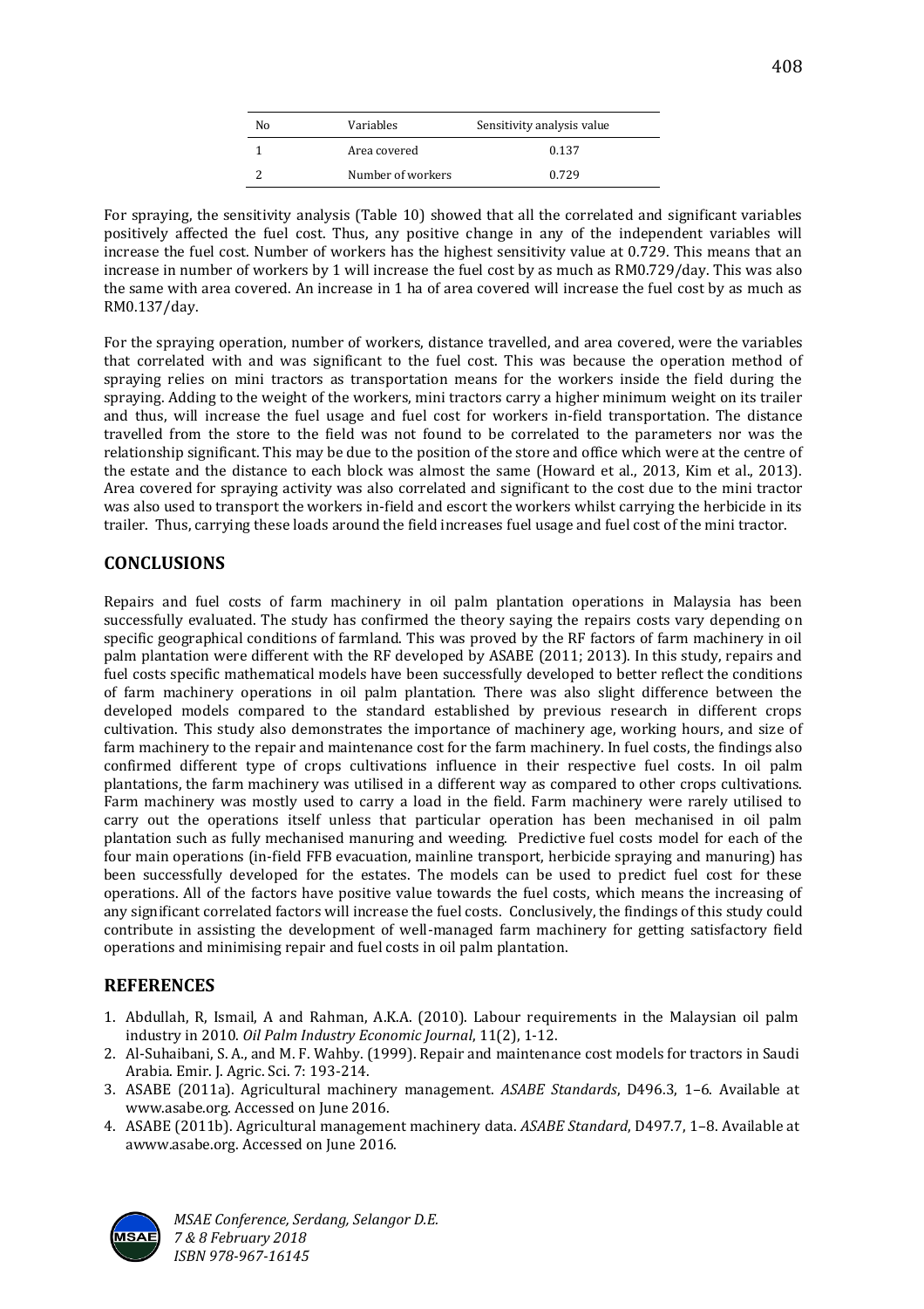| No | Variables | Sensitivity analysis value |
|---|---|---|
| 1 | Area covered | 0.137 |
| 2 | Number of workers | 0.729 |

For spraying, the sensitivity analysis (Table 10) showed that all the correlated and significant variables positively affected the fuel cost. Thus, any positive change in any of the independent variables will increase the fuel cost. Number of workers has the highest sensitivity value at 0.729. This means that an increase in number of workers by 1 will increase the fuel cost by as much as RM0.729/day. This was also the same with area covered. An increase in 1 ha of area covered will increase the fuel cost by as much as RM0.137/day.

For the spraying operation, number of workers, distance travelled, and area covered, were the variables that correlated with and was significant to the fuel cost. This was because the operation method of spraying relies on mini tractors as transportation means for the workers inside the field during the spraying. Adding to the weight of the workers, mini tractors carry a higher minimum weight on its trailer and thus, will increase the fuel usage and fuel cost for workers in-field transportation. The distance travelled from the store to the field was not found to be correlated to the parameters nor was the relationship significant. This may be due to the position of the store and office which were at the centre of the estate and the distance to each block was almost the same (Howard et al., 2013, Kim et al., 2013). Area covered for spraying activity was also correlated and significant to the cost due to the mini tractor was also used to transport the workers in-field and escort the workers whilst carrying the herbicide in its trailer. Thus, carrying these loads around the field increases fuel usage and fuel cost of the mini tractor.

## CONCLUSIONS

Repairs and fuel costs of farm machinery in oil palm plantation operations in Malaysia has been successfully evaluated. The study has confirmed the theory saying the repairs costs vary depending on specific geographical conditions of farmland. This was proved by the RF factors of farm machinery in oil palm plantation were different with the RF developed by ASABE (2011; 2013). In this study, repairs and fuel costs specific mathematical models have been successfully developed to better reflect the conditions of farm machinery operations in oil palm plantation. There was also slight difference between the developed models compared to the standard established by previous research in different crops cultivation. This study also demonstrates the importance of machinery age, working hours, and size of farm machinery to the repair and maintenance cost for the farm machinery. In fuel costs, the findings also confirmed different type of crops cultivations influence in their respective fuel costs. In oil palm plantations, the farm machinery was utilised in a different way as compared to other crops cultivations. Farm machinery was mostly used to carry a load in the field. Farm machinery were rarely utilised to carry out the operations itself unless that particular operation has been mechanised in oil palm plantation such as fully mechanised manuring and weeding. Predictive fuel costs model for each of the four main operations (in-field FFB evacuation, mainline transport, herbicide spraying and manuring) has been successfully developed for the estates. The models can be used to predict fuel cost for these operations. All of the factors have positive value towards the fuel costs, which means the increasing of any significant correlated factors will increase the fuel costs. Conclusively, the findings of this study could contribute in assisting the development of well-managed farm machinery for getting satisfactory field operations and minimising repair and fuel costs in oil palm plantation.

## REFERENCES

1. Abdullah, R, Ismail, A and Rahman, A.K.A. (2010). Labour requirements in the Malaysian oil palm industry in 2010. *Oil Palm Industry Economic Journal*, 11(2), 1-12.
2. Al-Suhaibani, S. A., and M. F. Wahby. (1999). Repair and maintenance cost models for tractors in Saudi Arabia. Emir. J. Agric. Sci. 7: 193-214.
3. ASABE (2011a). Agricultural machinery management. *ASABE Standards*, D496.3, 1–6. Available at www.asabe.org. Accessed on June 2016.
4. ASABE (2011b). Agricultural management machinery data. *ASABE Standard*, D497.7, 1–8. Available at awww.asabe.org. Accessed on June 2016.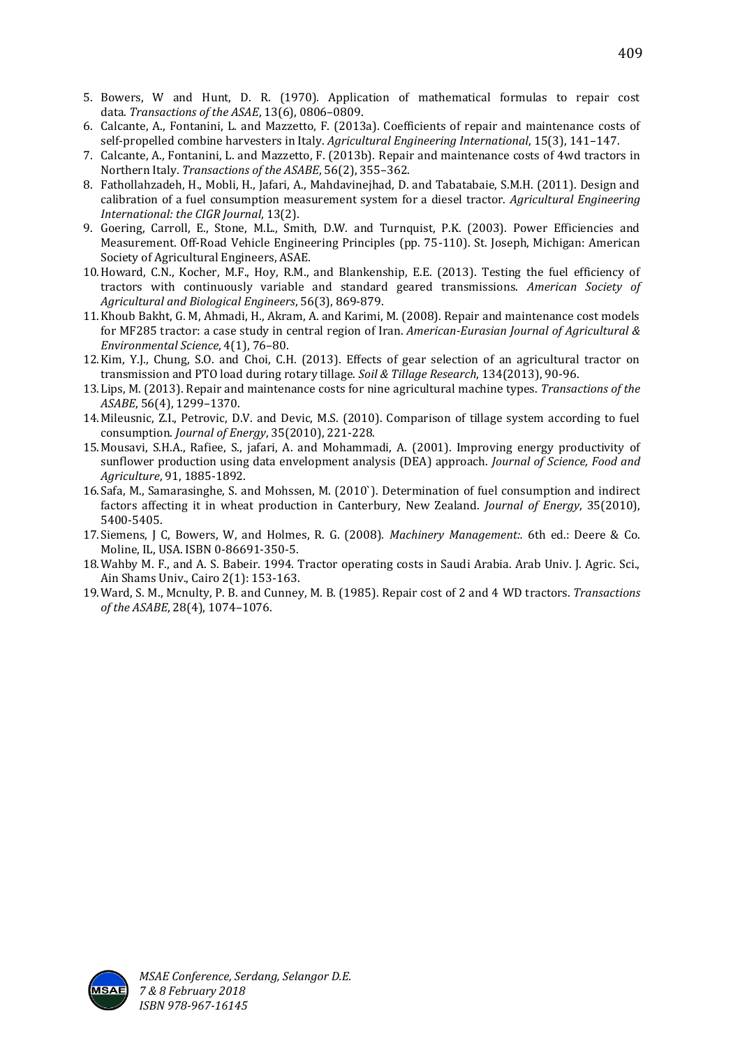5. Bowers, W and Hunt, D. R. (1970). Application of mathematical formulas to repair cost data. *Transactions of the ASAE*, 13(6), 0806–0809.
6. Calcante, A., Fontanini, L. and Mazzetto, F. (2013a). Coefficients of repair and maintenance costs of self-propelled combine harvesters in Italy. *Agricultural Engineering International*, 15(3), 141–147.
7. Calcante, A., Fontanini, L. and Mazzetto, F. (2013b). Repair and maintenance costs of 4wd tractors in Northern Italy. *Transactions of the ASABE*, 56(2), 355–362.
8. Fathollahzadeh, H., Mobli, H., Jafari, A., Mahdavinejhad, D. and Tabatabaie, S.M.H. (2011). Design and calibration of a fuel consumption measurement system for a diesel tractor. *Agricultural Engineering International: the CIGR Journal*, 13(2).
9. Goering, Carroll, E., Stone, M.L., Smith, D.W. and Turnquist, P.K. (2003). Power Efficiencies and Measurement. Off-Road Vehicle Engineering Principles (pp. 75-110). St. Joseph, Michigan: American Society of Agricultural Engineers, ASAE.
10. Howard, C.N., Kocher, M.F., Hoy, R.M., and Blankenship, E.E. (2013). Testing the fuel efficiency of tractors with continuously variable and standard geared transmissions. *American Society of Agricultural and Biological Engineers*, 56(3), 869-879.
11. Khoub Bakht, G. M, Ahmadi, H., Akram, A. and Karimi, M. (2008). Repair and maintenance cost models for MF285 tractor: a case study in central region of Iran. *American-Eurasian Journal of Agricultural & Environmental Science*, 4(1), 76–80.
12. Kim, Y.J., Chung, S.O. and Choi, C.H. (2013). Effects of gear selection of an agricultural tractor on transmission and PTO load during rotary tillage. *Soil & Tillage Research*, 134(2013), 90-96.
13. Lips, M. (2013). Repair and maintenance costs for nine agricultural machine types. *Transactions of the ASABE*, 56(4), 1299–1370.
14. Mileusnic, Z.I., Petrovic, D.V. and Devic, M.S. (2010). Comparison of tillage system according to fuel consumption. *Journal of Energy*, 35(2010), 221-228.
15. Mousavi, S.H.A., Rafiee, S., jafari, A. and Mohammadi, A. (2001). Improving energy productivity of sunflower production using data envelopment analysis (DEA) approach. *Journal of Science, Food and Agriculture*, 91, 1885-1892.
16. Safa, M., Samarasinghe, S. and Mohssen, M. (2010`). Determination of fuel consumption and indirect factors affecting it in wheat production in Canterbury, New Zealand. *Journal of Energy*, 35(2010), 5400-5405.
17. Siemens, J C, Bowers, W, and Holmes, R. G. (2008). *Machinery Management:.* 6th ed.: Deere & Co. Moline, IL, USA. ISBN 0-86691-350-5.
18. Wahby M. F., and A. S. Babeir. 1994. Tractor operating costs in Saudi Arabia. Arab Univ. J. Agric. Sci., Ain Shams Univ., Cairo 2(1): 153-163.
19. Ward, S. M., Mcnulty, P. B. and Cunney, M. B. (1985). Repair cost of 2 and 4 WD tractors. *Transactions of the ASABE*, 28(4), 1074–1076.